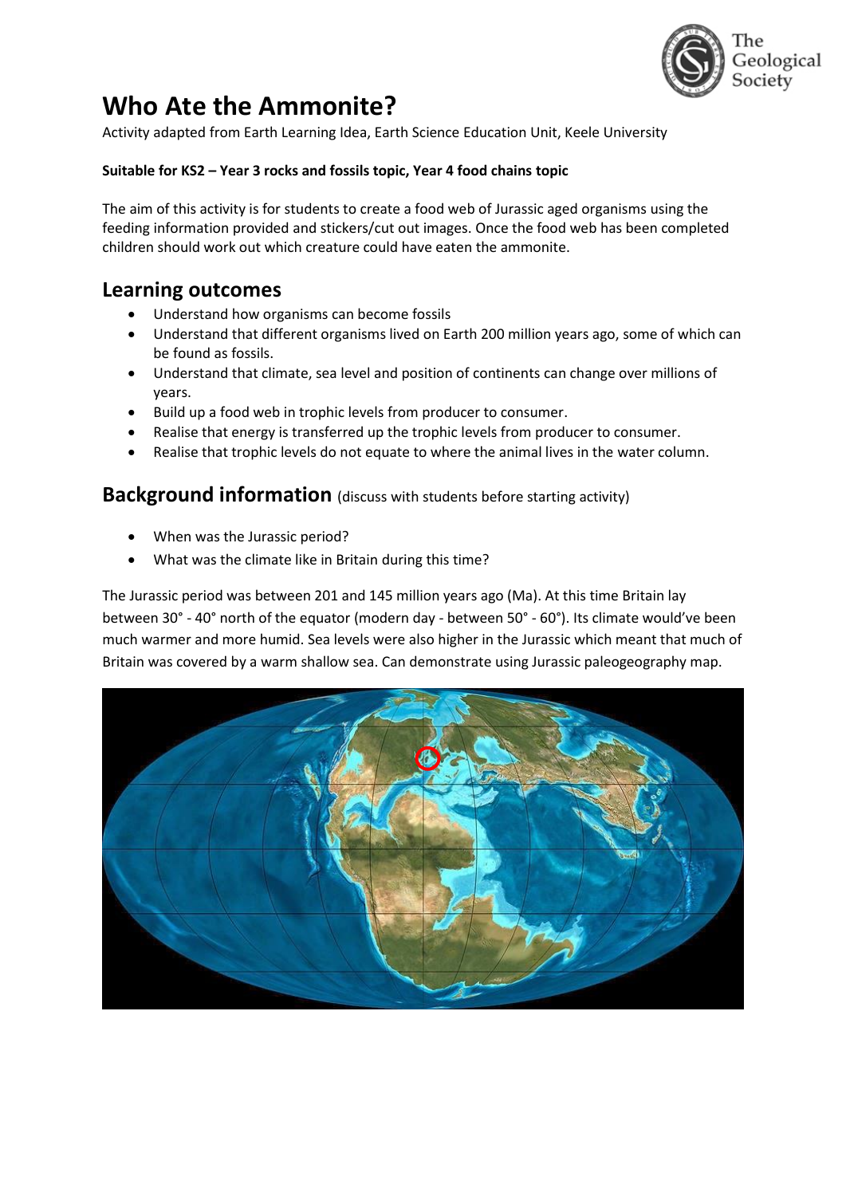# Who Ate the Ammonite?

Activity adapted from Earth Learning Idea, Earth Science Education Unit, Keele University

**Suitable for KS2 – Year 3 rocks and fossils topic, Year 4 food chains topic**

The aim of this activity is for students to create a food web of Jurassic aged organisms using the feeding information provided and stickers/cut out images. Once the food web has been completed children should work out which creature could have eaten the ammonite.

## Learning outcomes

- Understand how organisms can become fossils
- Understand that different organisms lived on Earth 200 million years ago, some of which can be found as fossils.
- Understand that climate, sea level and position of continents can change over millions of years.
- Build up a food web in trophic levels from producer to consumer.
- Realise that energy is transferred up the trophic levels from producer to consumer.
- Realise that trophic levels do not equate to where the animal lives in the water column.

## Background information (discuss with students before starting activity)

- When was the Jurassic period?
- What was the climate like in Britain during this time?

The Jurassic period was between 201 and 145 million years ago (Ma). At this time Britain lay between 30° - 40° north of the equator (modern day - between 50° - 60°). Its climate would've been much warmer and more humid. Sea levels were also higher in the Jurassic which meant that much of Britain was covered by a warm shallow sea. Can demonstrate using Jurassic paleogeography map.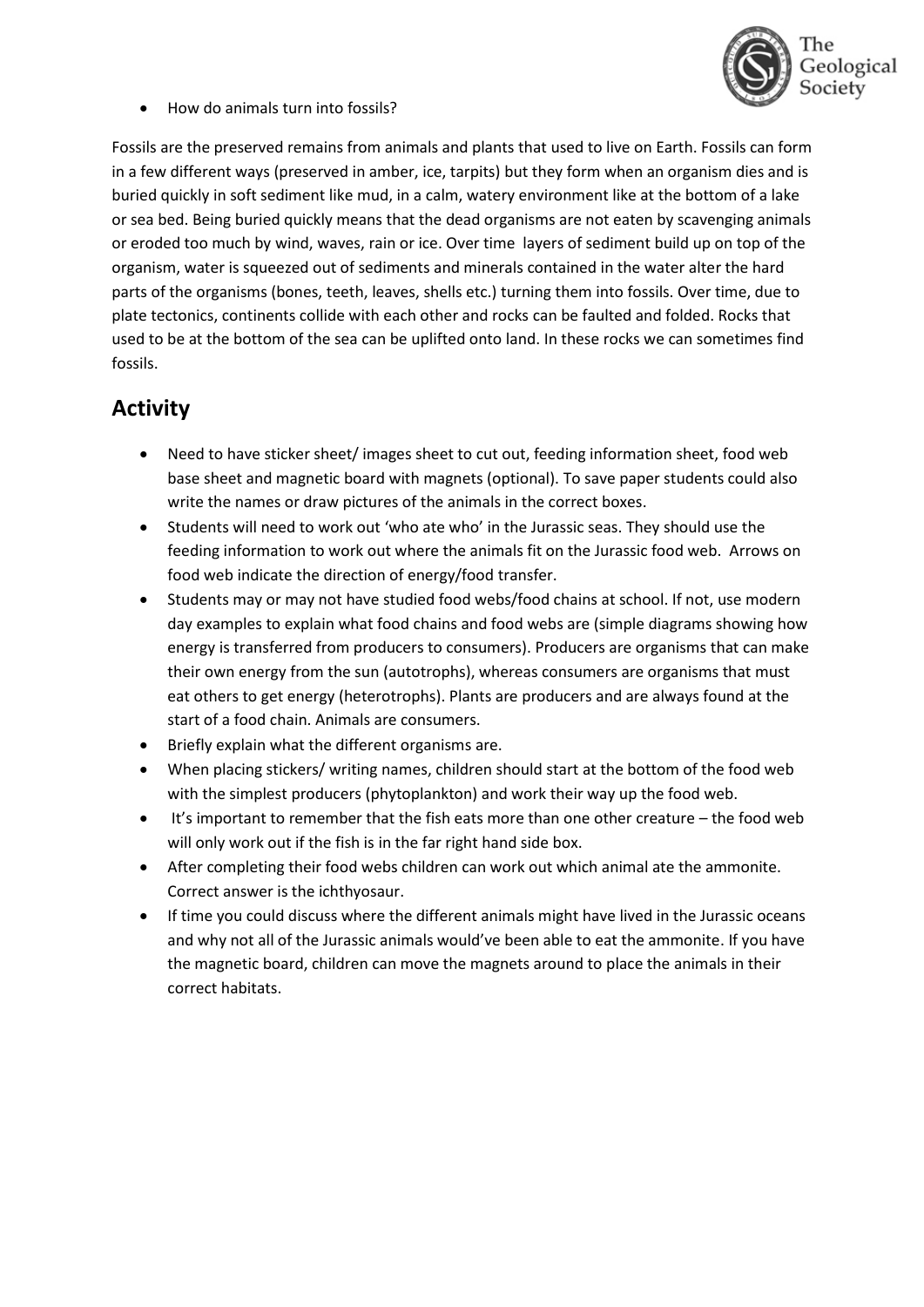- How do animals turn into fossils?

Fossils are the preserved remains from animals and plants that used to live on Earth. Fossils can form in a few different ways (preserved in amber, ice, tarpits) but they form when an organism dies and is buried quickly in soft sediment like mud, in a calm, watery environment like at the bottom of a lake or sea bed. Being buried quickly means that the dead organisms are not eaten by scavenging animals or eroded too much by wind, waves, rain or ice. Over time layers of sediment build up on top of the organism, water is squeezed out of sediments and minerals contained in the water alter the hard parts of the organisms (bones, teeth, leaves, shells etc.) turning them into fossils. Over time, due to plate tectonics, continents collide with each other and rocks can be faulted and folded. Rocks that used to be at the bottom of the sea can be uplifted onto land. In these rocks we can sometimes find fossils.

## Activity

- Need to have sticker sheet/ images sheet to cut out, feeding information sheet, food web base sheet and magnetic board with magnets (optional). To save paper students could also write the names or draw pictures of the animals in the correct boxes.
- Students will need to work out 'who ate who' in the Jurassic seas. They should use the feeding information to work out where the animals fit on the Jurassic food web. Arrows on food web indicate the direction of energy/food transfer.
- Students may or may not have studied food webs/food chains at school. If not, use modern day examples to explain what food chains and food webs are (simple diagrams showing how energy is transferred from producers to consumers). Producers are organisms that can make their own energy from the sun (autotrophs), whereas consumers are organisms that must eat others to get energy (heterotrophs). Plants are producers and are always found at the start of a food chain. Animals are consumers.
- Briefly explain what the different organisms are.
- When placing stickers/ writing names, children should start at the bottom of the food web with the simplest producers (phytoplankton) and work their way up the food web.
- It's important to remember that the fish eats more than one other creature – the food web will only work out if the fish is in the far right hand side box.
- After completing their food webs children can work out which animal ate the ammonite. Correct answer is the ichthyosaur.
- If time you could discuss where the different animals might have lived in the Jurassic oceans and why not all of the Jurassic animals would've been able to eat the ammonite. If you have the magnetic board, children can move the magnets around to place the animals in their correct habitats.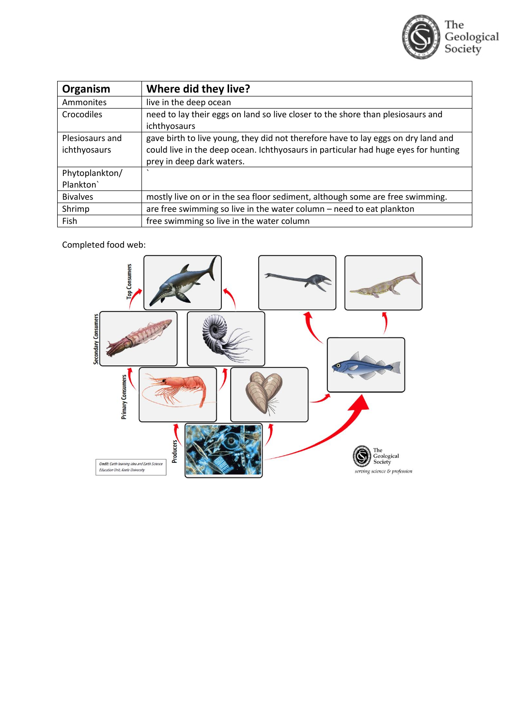| Organism | Where did they live? |
|---|---|
| Ammonites | live in the deep ocean |
| Crocodiles | need to lay their eggs on land so live closer to the shore than plesiosaurs and ichthyosaurs |
| Plesiosaurs and ichthyosaurs | gave birth to live young, they did not therefore have to lay eggs on dry land and could live in the deep ocean. Ichthyosaurs in particular had huge eyes for hunting prey in deep dark waters. |
| Phytoplankton/ Plankton` | ` |
| Bivalves | mostly live on or in the sea floor sediment, although some are free swimming. |
| Shrimp | are free swimming so live in the water column – need to eat plankton |
| Fish | free swimming so live in the water column |

Completed food web: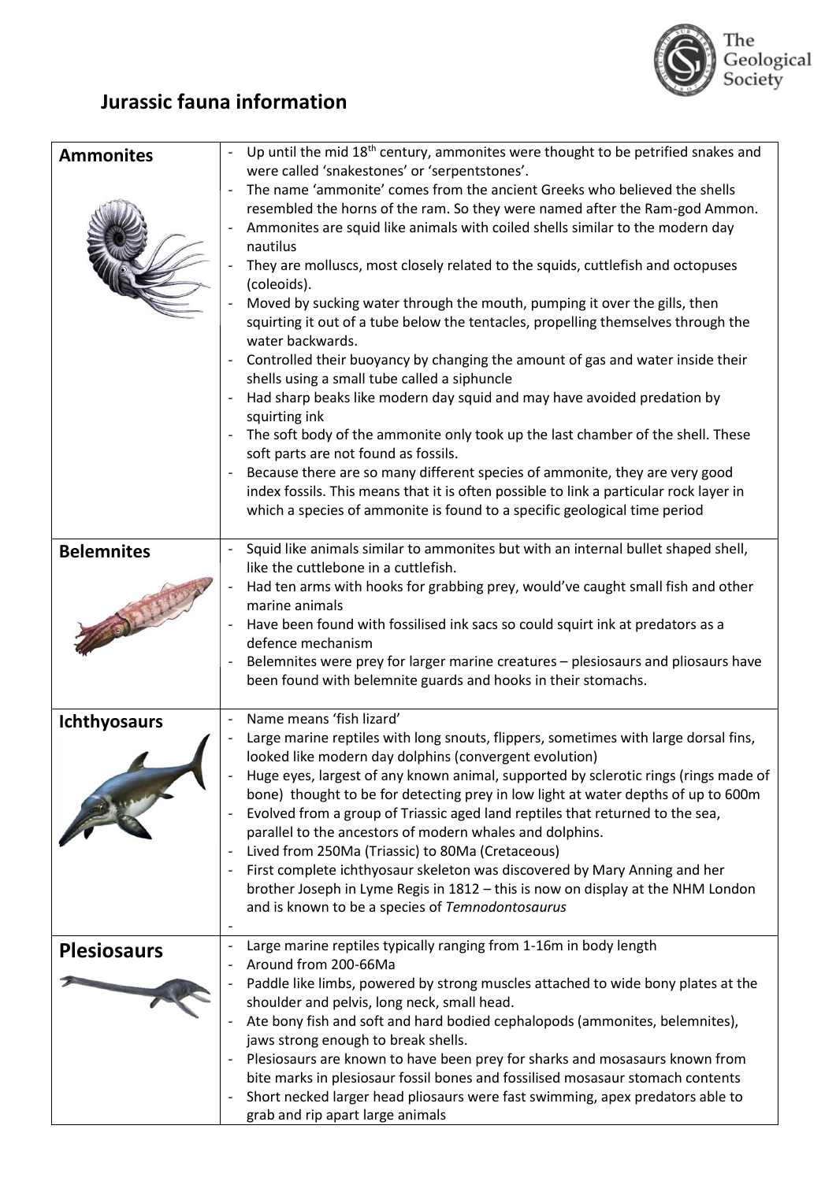# Jurassic fauna information

| | |
|---|---|
| **Ammonites** | - Up until the mid 18$^{th}$ century, ammonites were thought to be petrified snakes and were called 'snakestones' or 'serpentstones'.<br>- The name 'ammonite' comes from the ancient Greeks who believed the shells resembled the horns of the ram. So they were named after the Ram-god Ammon.<br>- Ammonites are squid like animals with coiled shells similar to the modern day nautilus<br>- They are molluscs, most closely related to the squids, cuttlefish and octopuses (coleoids).<br>- Moved by sucking water through the mouth, pumping it over the gills, then squirting it out of a tube below the tentacles, propelling themselves through the water backwards.<br>- Controlled their buoyancy by changing the amount of gas and water inside their shells using a small tube called a siphuncle<br>- Had sharp beaks like modern day squid and may have avoided predation by squirting ink<br>- The soft body of the ammonite only took up the last chamber of the shell. These soft parts are not found as fossils.<br>- Because there are so many different species of ammonite, they are very good index fossils. This means that it is often possible to link a particular rock layer in which a species of ammonite is found to a specific geological time period |
| **Belemnites** | - Squid like animals similar to ammonites but with an internal bullet shaped shell, like the cuttlebone in a cuttlefish.<br>- Had ten arms with hooks for grabbing prey, would've caught small fish and other marine animals<br>- Have been found with fossilised ink sacs so could squirt ink at predators as a defence mechanism<br>- Belemnites were prey for larger marine creatures – plesiosaurs and pliosaurs have been found with belemnite guards and hooks in their stomachs. |
| **Ichthyosaurs** | - Name means 'fish lizard'<br>- Large marine reptiles with long snouts, flippers, sometimes with large dorsal fins, looked like modern day dolphins (convergent evolution)<br>- Huge eyes, largest of any known animal, supported by sclerotic rings (rings made of bone) thought to be for detecting prey in low light at water depths of up to 600m<br>- Evolved from a group of Triassic aged land reptiles that returned to the sea, parallel to the ancestors of modern whales and dolphins.<br>- Lived from 250Ma (Triassic) to 80Ma (Cretaceous)<br>- First complete ichthyosaur skeleton was discovered by Mary Anning and her brother Joseph in Lyme Regis in 1812 – this is now on display at the NHM London and is known to be a species of *Temnodontosaurus*<br>- |
| **Plesiosaurs** | - Large marine reptiles typically ranging from 1-16m in body length<br>- Around from 200-66Ma<br>- Paddle like limbs, powered by strong muscles attached to wide bony plates at the shoulder and pelvis, long neck, small head.<br>- Ate bony fish and soft and hard bodied cephalopods (ammonites, belemnites), jaws strong enough to break shells.<br>- Plesiosaurs are known to have been prey for sharks and mosasaurs known from bite marks in plesiosaur fossil bones and fossilised mosasaur stomach contents<br>- Short necked larger head pliosaurs were fast swimming, apex predators able to grab and rip apart large animals |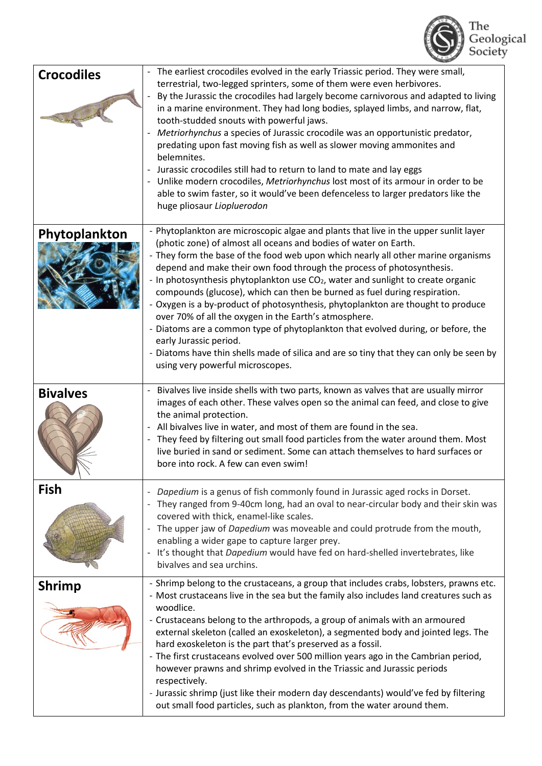| | |
|---|---|
| **Crocodiles** | - The earliest crocodiles evolved in the early Triassic period. They were small, terrestrial, two-legged sprinters, some of them were even herbivores.<br>- By the Jurassic the crocodiles had largely become carnivorous and adapted to living in a marine environment. They had long bodies, splayed limbs, and narrow, flat, tooth-studded snouts with powerful jaws.<br>- *Metriorhynchus* a species of Jurassic crocodile was an opportunistic predator, predating upon fast moving fish as well as slower moving ammonites and belemnites.<br>- Jurassic crocodiles still had to return to land to mate and lay eggs<br>- Unlike modern crocodiles, *Metriorhynchus* lost most of its armour in order to be able to swim faster, so it would've been defenceless to larger predators like the huge pliosaur *Liopluerodon* |
| **Phytoplankton** | - Phytoplankton are microscopic algae and plants that live in the upper sunlit layer (photic zone) of almost all oceans and bodies of water on Earth.<br>- They form the base of the food web upon which nearly all other marine organisms depend and make their own food through the process of photosynthesis.<br>- In photosynthesis phytoplankton use $CO_2$, water and sunlight to create organic compounds (glucose), which can then be burned as fuel during respiration.<br>- Oxygen is a by-product of photosynthesis, phytoplankton are thought to produce over 70% of all the oxygen in the Earth's atmosphere.<br>- Diatoms are a common type of phytoplankton that evolved during, or before, the early Jurassic period.<br>- Diatoms have thin shells made of silica and are so tiny that they can only be seen by using very powerful microscopes. |
| **Bivalves** | - Bivalves live inside shells with two parts, known as valves that are usually mirror images of each other. These valves open so the animal can feed, and close to give the animal protection.<br>- All bivalves live in water, and most of them are found in the sea.<br>- They feed by filtering out small food particles from the water around them. Most live buried in sand or sediment. Some can attach themselves to hard surfaces or bore into rock. A few can even swim! |
| **Fish** | - *Dapedium* is a genus of fish commonly found in Jurassic aged rocks in Dorset.<br>- They ranged from 9-40cm long, had an oval to near-circular body and their skin was covered with thick, enamel-like scales.<br>- The upper jaw of *Dapedium* was moveable and could protrude from the mouth, enabling a wider gape to capture larger prey.<br>- It's thought that *Dapedium* would have fed on hard-shelled invertebrates, like bivalves and sea urchins. |
| **Shrimp** | - Shrimp belong to the crustaceans, a group that includes crabs, lobsters, prawns etc.<br>- Most crustaceans live in the sea but the family also includes land creatures such as woodlice.<br>- Crustaceans belong to the arthropods, a group of animals with an armoured external skeleton (called an exoskeleton), a segmented body and jointed legs. The hard exoskeleton is the part that's preserved as a fossil.<br>- The first crustaceans evolved over 500 million years ago in the Cambrian period, however prawns and shrimp evolved in the Triassic and Jurassic periods respectively.<br>- Jurassic shrimp (just like their modern day descendants) would've fed by filtering out small food particles, such as plankton, from the water around them. |